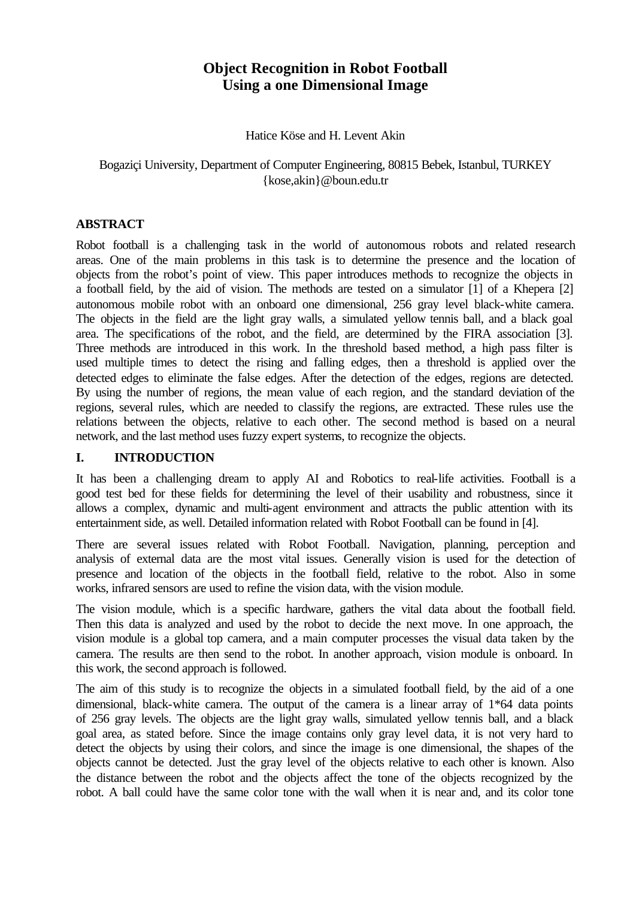# Object Recognition in Robot Football Using a one Dimensional Image

Hatice Köse and H. Levent Akin

Bogaziçi University, Department of Computer Engineering, 80815 Bebek, Istanbul, TURKEY
{kose,akin}@boun.edu.tr

## ABSTRACT

Robot football is a challenging task in the world of autonomous robots and related research areas. One of the main problems in this task is to determine the presence and the location of objects from the robot's point of view. This paper introduces methods to recognize the objects in a football field, by the aid of vision. The methods are tested on a simulator [1] of a Khepera [2] autonomous mobile robot with an onboard one dimensional, 256 gray level black-white camera. The objects in the field are the light gray walls, a simulated yellow tennis ball, and a black goal area. The specifications of the robot, and the field, are determined by the FIRA association [3]. Three methods are introduced in this work. In the threshold based method, a high pass filter is used multiple times to detect the rising and falling edges, then a threshold is applied over the detected edges to eliminate the false edges. After the detection of the edges, regions are detected. By using the number of regions, the mean value of each region, and the standard deviation of the regions, several rules, which are needed to classify the regions, are extracted. These rules use the relations between the objects, relative to each other. The second method is based on a neural network, and the last method uses fuzzy expert systems, to recognize the objects.

## I. INTRODUCTION

It has been a challenging dream to apply AI and Robotics to real-life activities. Football is a good test bed for these fields for determining the level of their usability and robustness, since it allows a complex, dynamic and multi-agent environment and attracts the public attention with its entertainment side, as well. Detailed information related with Robot Football can be found in [4].

There are several issues related with Robot Football. Navigation, planning, perception and analysis of external data are the most vital issues. Generally vision is used for the detection of presence and location of the objects in the football field, relative to the robot. Also in some works, infrared sensors are used to refine the vision data, with the vision module.

The vision module, which is a specific hardware, gathers the vital data about the football field. Then this data is analyzed and used by the robot to decide the next move. In one approach, the vision module is a global top camera, and a main computer processes the visual data taken by the camera. The results are then send to the robot. In another approach, vision module is onboard. In this work, the second approach is followed.

The aim of this study is to recognize the objects in a simulated football field, by the aid of a one dimensional, black-white camera. The output of the camera is a linear array of 1*64 data points of 256 gray levels. The objects are the light gray walls, simulated yellow tennis ball, and a black goal area, as stated before. Since the image contains only gray level data, it is not very hard to detect the objects by using their colors, and since the image is one dimensional, the shapes of the objects cannot be detected. Just the gray level of the objects relative to each other is known. Also the distance between the robot and the objects affect the tone of the objects recognized by the robot. A ball could have the same color tone with the wall when it is near and, and its color tone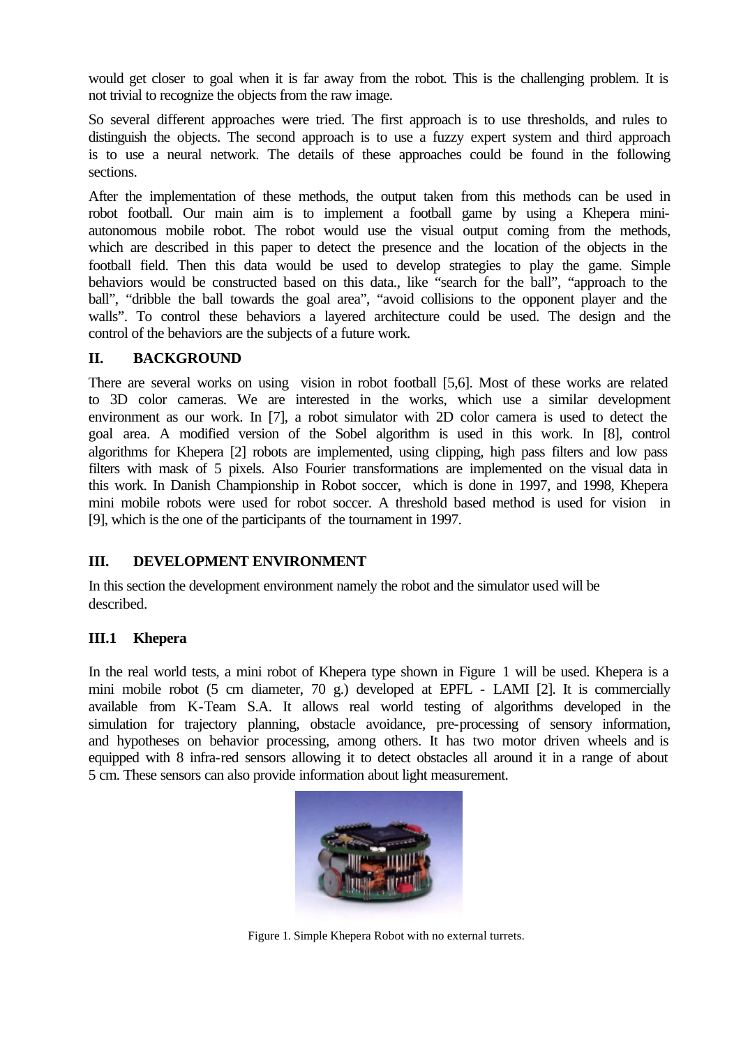would get closer to goal when it is far away from the robot. This is the challenging problem. It is not trivial to recognize the objects from the raw image.

So several different approaches were tried. The first approach is to use thresholds, and rules to distinguish the objects. The second approach is to use a fuzzy expert system and third approach is to use a neural network. The details of these approaches could be found in the following sections.

After the implementation of these methods, the output taken from this methods can be used in robot football. Our main aim is to implement a football game by using a Khepera mini-autonomous mobile robot. The robot would use the visual output coming from the methods, which are described in this paper to detect the presence and the location of the objects in the football field. Then this data would be used to develop strategies to play the game. Simple behaviors would be constructed based on this data., like "search for the ball", "approach to the ball", "dribble the ball towards the goal area", "avoid collisions to the opponent player and the walls". To control these behaviors a layered architecture could be used. The design and the control of the behaviors are the subjects of a future work.

## II. BACKGROUND

There are several works on using vision in robot football [5,6]. Most of these works are related to 3D color cameras. We are interested in the works, which use a similar development environment as our work. In [7], a robot simulator with 2D color camera is used to detect the goal area. A modified version of the Sobel algorithm is used in this work. In [8], control algorithms for Khepera [2] robots are implemented, using clipping, high pass filters and low pass filters with mask of 5 pixels. Also Fourier transformations are implemented on the visual data in this work. In Danish Championship in Robot soccer, which is done in 1997, and 1998, Khepera mini mobile robots were used for robot soccer. A threshold based method is used for vision in [9], which is the one of the participants of the tournament in 1997.

## III. DEVELOPMENT ENVIRONMENT

In this section the development environment namely the robot and the simulator used will be described.

### III.1 Khepera

In the real world tests, a mini robot of Khepera type shown in Figure 1 will be used. Khepera is a mini mobile robot (5 cm diameter, 70 g.) developed at EPFL - LAMI [2]. It is commercially available from K-Team S.A. It allows real world testing of algorithms developed in the simulation for trajectory planning, obstacle avoidance, pre-processing of sensory information, and hypotheses on behavior processing, among others. It has two motor driven wheels and is equipped with 8 infra-red sensors allowing it to detect obstacles all around it in a range of about 5 cm. These sensors can also provide information about light measurement.

Figure 1. Simple Khepera Robot with no external turrets.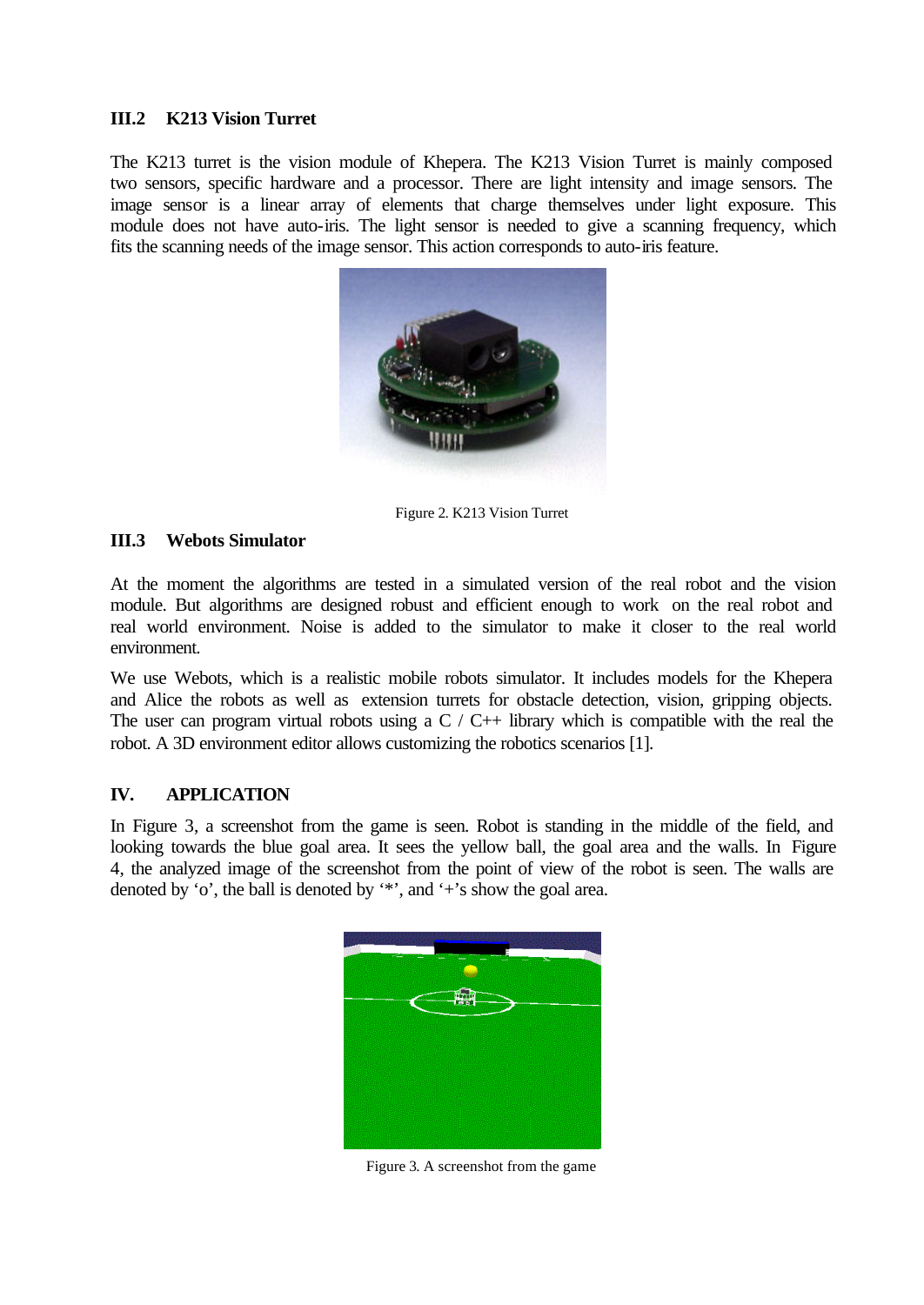### III.2 K213 Vision Turret

The K213 turret is the vision module of Khepera. The K213 Vision Turret is mainly composed two sensors, specific hardware and a processor. There are light intensity and image sensors. The image sensor is a linear array of elements that charge themselves under light exposure. This module does not have auto-iris. The light sensor is needed to give a scanning frequency, which fits the scanning needs of the image sensor. This action corresponds to auto-iris feature.

Figure 2. K213 Vision Turret

### III.3 Webots Simulator

At the moment the algorithms are tested in a simulated version of the real robot and the vision module. But algorithms are designed robust and efficient enough to work on the real robot and real world environment. Noise is added to the simulator to make it closer to the real world environment.

We use Webots, which is a realistic mobile robots simulator. It includes models for the Khepera and Alice the robots as well as extension turrets for obstacle detection, vision, gripping objects. The user can program virtual robots using a C / C++ library which is compatible with the real the robot. A 3D environment editor allows customizing the robotics scenarios [1].

## IV. APPLICATION

In Figure 3, a screenshot from the game is seen. Robot is standing in the middle of the field, and looking towards the blue goal area. It sees the yellow ball, the goal area and the walls. In Figure 4, the analyzed image of the screenshot from the point of view of the robot is seen. The walls are denoted by 'o', the ball is denoted by '*', and '+'s show the goal area.

Figure 3. A screenshot from the game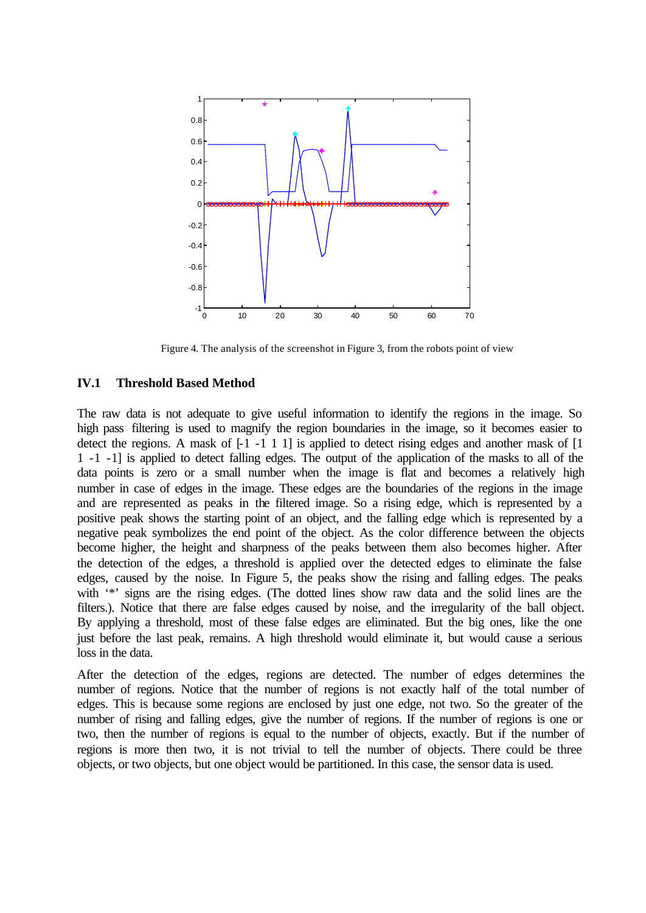Figure 4. The analysis of the screenshot in Figure 3, from the robots point of view

## IV.1 Threshold Based Method

The raw data is not adequate to give useful information to identify the regions in the image. So high pass filtering is used to magnify the region boundaries in the image, so it becomes easier to detect the regions. A mask of [-1 -1 1 1] is applied to detect rising edges and another mask of [1 1 -1 -1] is applied to detect falling edges. The output of the application of the masks to all of the data points is zero or a small number when the image is flat and becomes a relatively high number in case of edges in the image. These edges are the boundaries of the regions in the image and are represented as peaks in the filtered image. So a rising edge, which is represented by a positive peak shows the starting point of an object, and the falling edge which is represented by a negative peak symbolizes the end point of the object. As the color difference between the objects become higher, the height and sharpness of the peaks between them also becomes higher. After the detection of the edges, a threshold is applied over the detected edges to eliminate the false edges, caused by the noise. In Figure 5, the peaks show the rising and falling edges. The peaks with '*' signs are the rising edges. (The dotted lines show raw data and the solid lines are the filters.). Notice that there are false edges caused by noise, and the irregularity of the ball object. By applying a threshold, most of these false edges are eliminated. But the big ones, like the one just before the last peak, remains. A high threshold would eliminate it, but would cause a serious loss in the data.

After the detection of the edges, regions are detected. The number of edges determines the number of regions. Notice that the number of regions is not exactly half of the total number of edges. This is because some regions are enclosed by just one edge, not two. So the greater of the number of rising and falling edges, give the number of regions. If the number of regions is one or two, then the number of regions is equal to the number of objects, exactly. But if the number of regions is more then two, it is not trivial to tell the number of objects. There could be three objects, or two objects, but one object would be partitioned. In this case, the sensor data is used.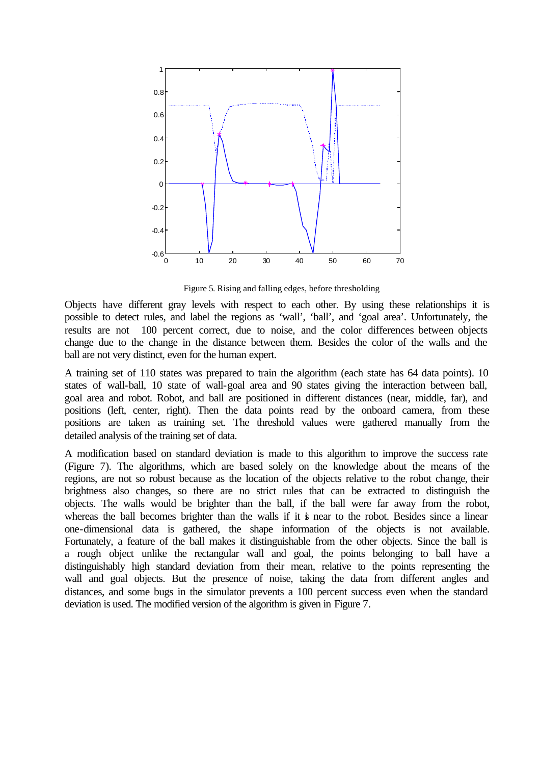Figure 5. Rising and falling edges, before thresholding

Objects have different gray levels with respect to each other. By using these relationships it is possible to detect rules, and label the regions as 'wall', 'ball', and 'goal area'. Unfortunately, the results are not 100 percent correct, due to noise, and the color differences between objects change due to the change in the distance between them. Besides the color of the walls and the ball are not very distinct, even for the human expert.

A training set of 110 states was prepared to train the algorithm (each state has 64 data points). 10 states of wall-ball, 10 state of wall-goal area and 90 states giving the interaction between ball, goal area and robot. Robot, and ball are positioned in different distances (near, middle, far), and positions (left, center, right). Then the data points read by the onboard camera, from these positions are taken as training set. The threshold values were gathered manually from the detailed analysis of the training set of data.

A modification based on standard deviation is made to this algorithm to improve the success rate (Figure 7). The algorithms, which are based solely on the knowledge about the means of the regions, are not so robust because as the location of the objects relative to the robot change, their brightness also changes, so there are no strict rules that can be extracted to distinguish the objects. The walls would be brighter than the ball, if the ball were far away from the robot, whereas the ball becomes brighter than the walls if it is near to the robot. Besides since a linear one-dimensional data is gathered, the shape information of the objects is not available. Fortunately, a feature of the ball makes it distinguishable from the other objects. Since the ball is a rough object unlike the rectangular wall and goal, the points belonging to ball have a distinguishably high standard deviation from their mean, relative to the points representing the wall and goal objects. But the presence of noise, taking the data from different angles and distances, and some bugs in the simulator prevents a 100 percent success even when the standard deviation is used. The modified version of the algorithm is given in Figure 7.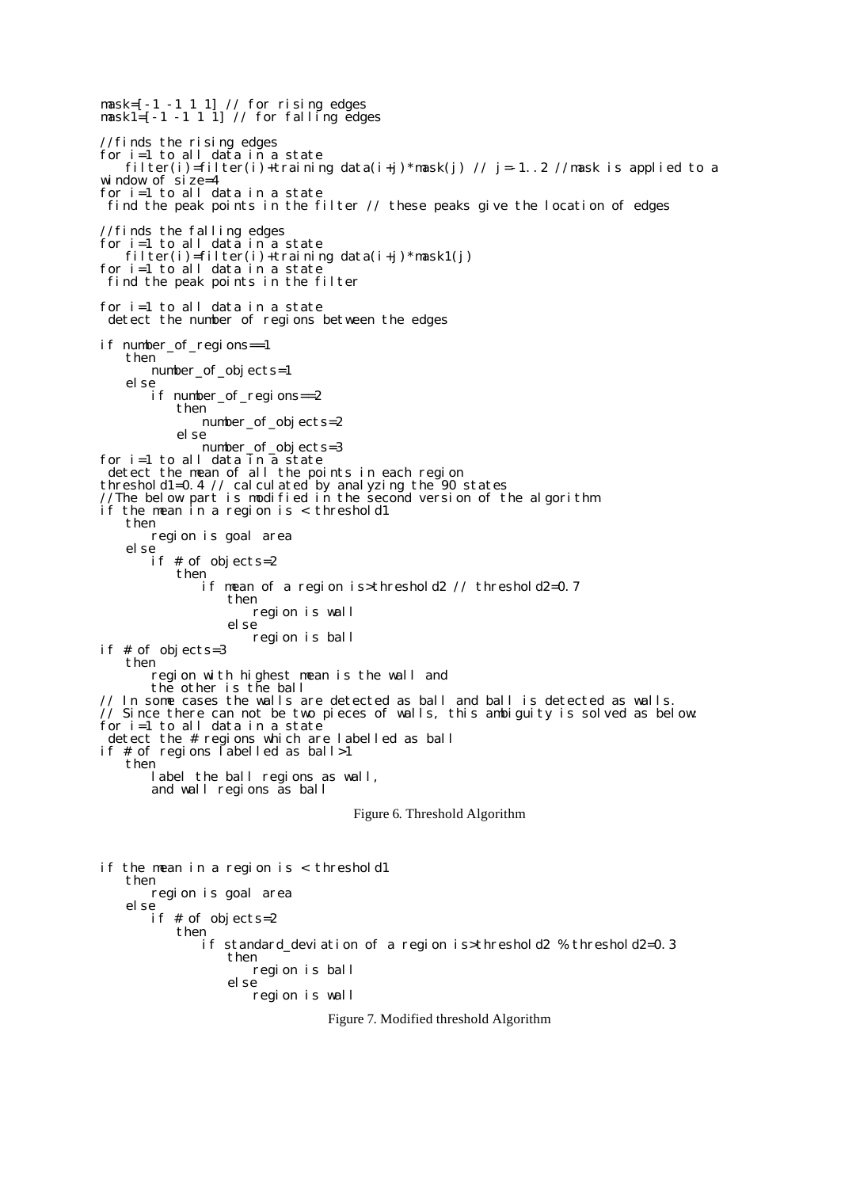```
mask=[-1 -1 1 1] // for rising edges
mask1=[-1 -1 1 1] // for falling edges

//finds the rising edges
for i=1 to all data in a state
   filter(i)=filter(i)+training data(i+j)*mask(j) // j=-1..2 //mask is applied to a
window of size=4
for i=1 to all data in a state
 find the peak points in the filter // these peaks give the location of edges

//finds the falling edges
for i=1 to all data in a state
   filter(i)=filter(i)+training data(i+j)*mask1(j)
for i=1 to all data in a state
 find the peak points in the filter

for i=1 to all data in a state
 detect the number of regions between the edges

if number_of_regions==1
   then
       number_of_objects=1
   else
       if number_of_regions==2
           then
               number_of_objects=2
           else
               number_of_objects=3
for i=1 to all data in a state
 detect the mean of all the points in each region
threshold1=0.4 // calculated by analyzing the 90 states
//The below part is modified in the second version of the algorithm
if the mean in a region is < threshold1
   then
       region is goal area
   else
       if # of objects=2
           then
               if mean of a region is>threshold2 // threshold2=0.7
                   then
                       region is wall
                   else
                       region is ball
if # of objects=3
   then
       region with highest mean is the wall and
       the other is the ball
// In some cases the walls are detected as ball and ball is detected as walls.
// Since there can not be two pieces of walls, this ambiguity is solved as below:
for i=1 to all data in a state
 detect the # regions which are labelled as ball
if # of regions labelled as ball>1
   then
       label the ball regions as wall,
       and wall regions as ball
```

Figure 6. Threshold Algorithm

```
if the mean in a region is < threshold1
   then
       region is goal area
   else
       if # of objects=2
           then
               if standard_deviation of a region is>threshold2 % threshold2=0.3
                   then
                       region is ball
                   else
                       region is wall
```

Figure 7. Modified threshold Algorithm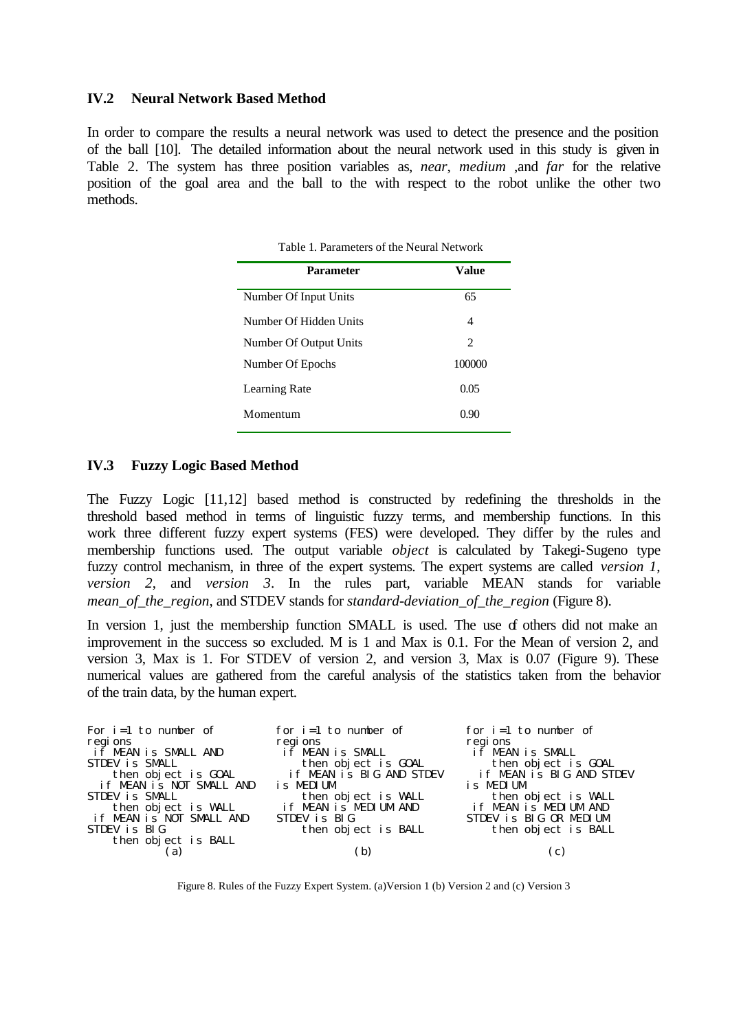### IV.2 Neural Network Based Method

In order to compare the results a neural network was used to detect the presence and the position of the ball [10]. The detailed information about the neural network used in this study is given in Table 2. The system has three position variables as, *near*, *medium* ,and *far* for the relative position of the goal area and the ball to the with respect to the robot unlike the other two methods.

Table 1. Parameters of the Neural Network

| Parameter | Value |
|---|---|
| Number Of Input Units | 65 |
| Number Of Hidden Units | 4 |
| Number Of Output Units | 2 |
| Number Of Epochs | 100000 |
| Learning Rate | 0.05 |
| Momentum | 0.90 |

### IV.3 Fuzzy Logic Based Method

The Fuzzy Logic [11,12] based method is constructed by redefining the thresholds in the threshold based method in terms of linguistic fuzzy terms, and membership functions. In this work three different fuzzy expert systems (FES) were developed. They differ by the rules and membership functions used. The output variable *object* is calculated by Takegi-Sugeno type fuzzy control mechanism, in three of the expert systems. The expert systems are called *version 1*, *version 2*, and *version 3*. In the rules part, variable MEAN stands for variable *mean_of_the_region*, and STDEV stands for *standard-deviation_of_the_region* (Figure 8).

In version 1, just the membership function SMALL is used. The use of others did not make an improvement in the success so excluded. M is 1 and Max is 0.1. For the Mean of version 2, and version 3, Max is 1. For STDEV of version 2, and version 3, Max is 0.07 (Figure 9). These numerical values are gathered from the careful analysis of the statistics taken from the behavior of the train data, by the human expert.

```
For i=1 to number of
regions
 if MEAN is SMALL AND
STDEV is SMALL
    then object is GOAL
  if MEAN is NOT SMALL AND
STDEV is SMALL
    then object is WALL
 if MEAN is NOT SMALL AND
STDEV is BIG
    then object is BALL
           (a)
```

```
for i=1 to number of
regions
 if MEAN is SMALL
    then object is GOAL
  if MEAN is BIG AND STDEV
is MEDIUM
    then object is WALL
 if MEAN is MEDIUM AND
STDEV is BIG
    then object is BALL
           (b)
```

```
for i=1 to number of
regions
 if MEAN is SMALL
    then object is GOAL
  if MEAN is BIG AND STDEV
is MEDIUM
    then object is WALL
 if MEAN is MEDIUM AND
STDEV is BIG OR MEDIUM
    then object is BALL
           (c)
```

Figure 8. Rules of the Fuzzy Expert System. (a)Version 1 (b) Version 2 and (c) Version 3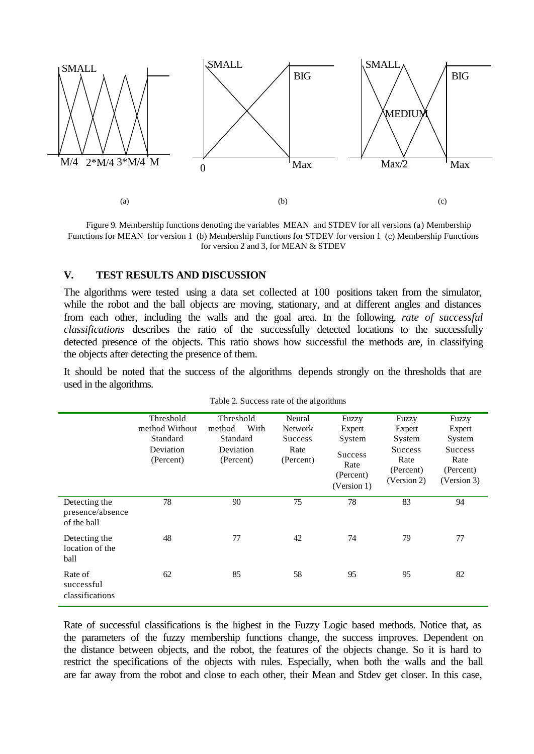SMALL

M/4 2*M/4 3*M/4 M

SMALL BIG

0 Max

SMALL BIG MEDIUM

Max/2 Max

(a) (b) (c)

Figure 9. Membership functions denoting the variables MEAN and STDEV for all versions (a) Membership Functions for MEAN for version 1 (b) Membership Functions for STDEV for version 1 (c) Membership Functions for version 2 and 3, for MEAN & STDEV

## V. TEST RESULTS AND DISCUSSION

The algorithms were tested using a data set collected at 100 positions taken from the simulator, while the robot and the ball objects are moving, stationary, and at different angles and distances from each other, including the walls and the goal area. In the following, *rate of successful classifications* describes the ratio of the successfully detected locations to the successfully detected presence of the objects. This ratio shows how successful the methods are, in classifying the objects after detecting the presence of them.

It should be noted that the success of the algorithms depends strongly on the thresholds that are used in the algorithms.

Table 2. Success rate of the algorithms

| | Threshold method Without Standard Deviation (Percent) | Threshold method With Standard Deviation (Percent) | Neural Network Success Rate (Percent) | Fuzzy Expert System Success Rate (Percent) (Version 1) | Fuzzy Expert System Success Rate (Percent) (Version 2) | Fuzzy Expert System Success Rate (Percent) (Version 3) |
|---|---|---|---|---|---|---|
| Detecting the presence/absence of the ball | 78 | 90 | 75 | 78 | 83 | 94 |
| Detecting the location of the ball | 48 | 77 | 42 | 74 | 79 | 77 |
| Rate of successful classifications | 62 | 85 | 58 | 95 | 95 | 82 |

Rate of successful classifications is the highest in the Fuzzy Logic based methods. Notice that, as the parameters of the fuzzy membership functions change, the success improves. Dependent on the distance between objects, and the robot, the features of the objects change. So it is hard to restrict the specifications of the objects with rules. Especially, when both the walls and the ball are far away from the robot and close to each other, their Mean and Stdev get closer. In this case,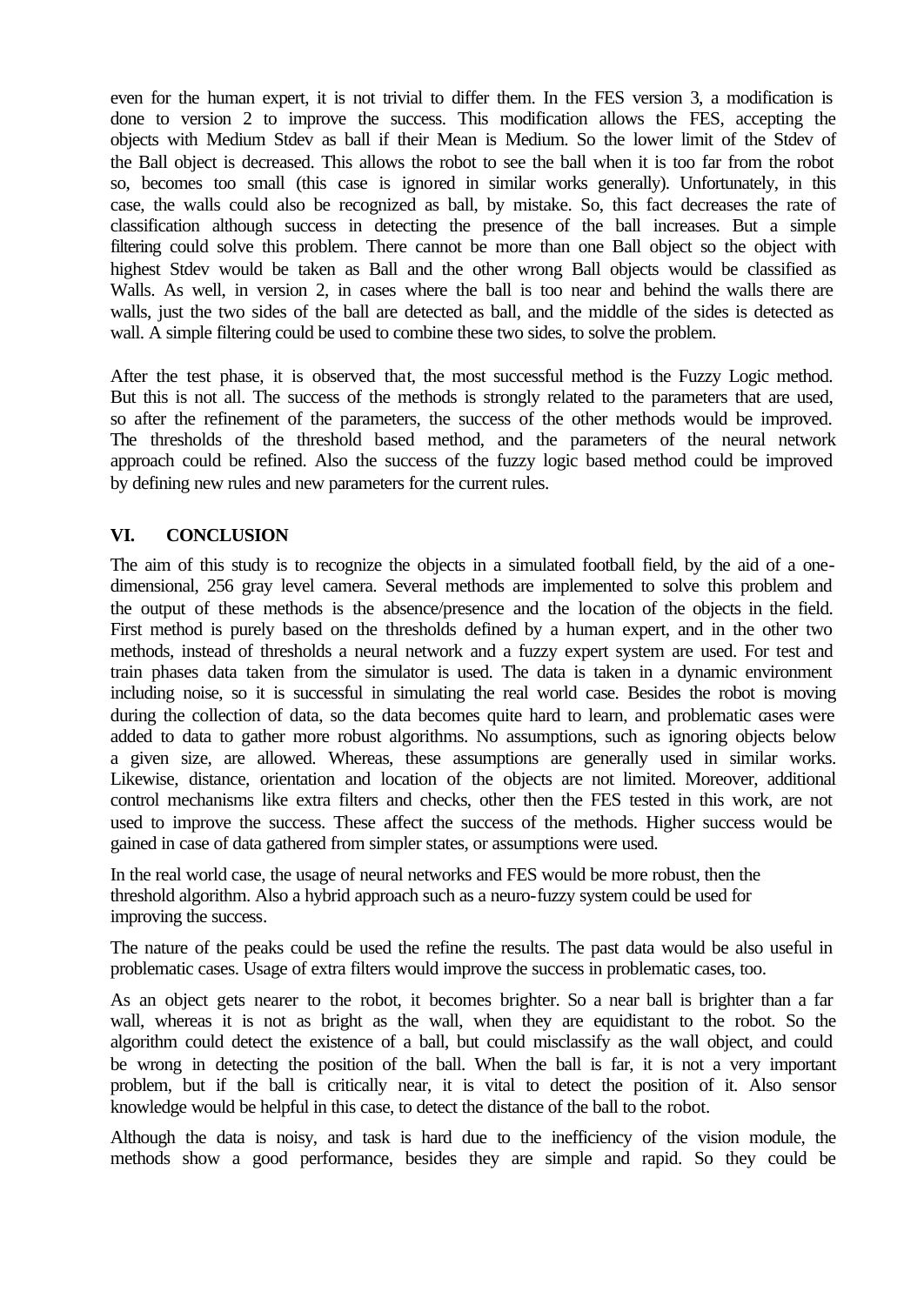even for the human expert, it is not trivial to differ them. In the FES version 3, a modification is done to version 2 to improve the success. This modification allows the FES, accepting the objects with Medium Stdev as ball if their Mean is Medium. So the lower limit of the Stdev of the Ball object is decreased. This allows the robot to see the ball when it is too far from the robot so, becomes too small (this case is ignored in similar works generally). Unfortunately, in this case, the walls could also be recognized as ball, by mistake. So, this fact decreases the rate of classification although success in detecting the presence of the ball increases. But a simple filtering could solve this problem. There cannot be more than one Ball object so the object with highest Stdev would be taken as Ball and the other wrong Ball objects would be classified as Walls. As well, in version 2, in cases where the ball is too near and behind the walls there are walls, just the two sides of the ball are detected as ball, and the middle of the sides is detected as wall. A simple filtering could be used to combine these two sides, to solve the problem.

After the test phase, it is observed that, the most successful method is the Fuzzy Logic method. But this is not all. The success of the methods is strongly related to the parameters that are used, so after the refinement of the parameters, the success of the other methods would be improved. The thresholds of the threshold based method, and the parameters of the neural network approach could be refined. Also the success of the fuzzy logic based method could be improved by defining new rules and new parameters for the current rules.

## VI. CONCLUSION

The aim of this study is to recognize the objects in a simulated football field, by the aid of a one-dimensional, 256 gray level camera. Several methods are implemented to solve this problem and the output of these methods is the absence/presence and the location of the objects in the field. First method is purely based on the thresholds defined by a human expert, and in the other two methods, instead of thresholds a neural network and a fuzzy expert system are used. For test and train phases data taken from the simulator is used. The data is taken in a dynamic environment including noise, so it is successful in simulating the real world case. Besides the robot is moving during the collection of data, so the data becomes quite hard to learn, and problematic cases were added to data to gather more robust algorithms. No assumptions, such as ignoring objects below a given size, are allowed. Whereas, these assumptions are generally used in similar works. Likewise, distance, orientation and location of the objects are not limited. Moreover, additional control mechanisms like extra filters and checks, other then the FES tested in this work, are not used to improve the success. These affect the success of the methods. Higher success would be gained in case of data gathered from simpler states, or assumptions were used.

In the real world case, the usage of neural networks and FES would be more robust, then the threshold algorithm. Also a hybrid approach such as a neuro-fuzzy system could be used for improving the success.

The nature of the peaks could be used the refine the results. The past data would be also useful in problematic cases. Usage of extra filters would improve the success in problematic cases, too.

As an object gets nearer to the robot, it becomes brighter. So a near ball is brighter than a far wall, whereas it is not as bright as the wall, when they are equidistant to the robot. So the algorithm could detect the existence of a ball, but could misclassify as the wall object, and could be wrong in detecting the position of the ball. When the ball is far, it is not a very important problem, but if the ball is critically near, it is vital to detect the position of it. Also sensor knowledge would be helpful in this case, to detect the distance of the ball to the robot.

Although the data is noisy, and task is hard due to the inefficiency of the vision module, the methods show a good performance, besides they are simple and rapid. So they could be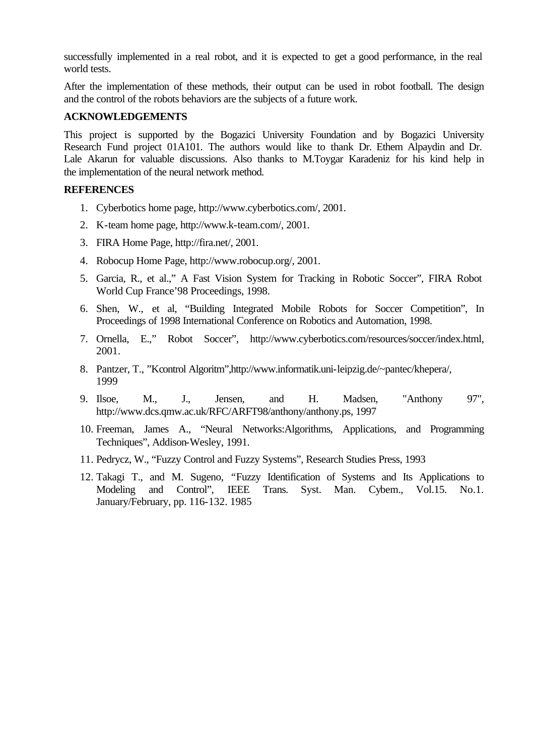successfully implemented in a real robot, and it is expected to get a good performance, in the real world tests.

After the implementation of these methods, their output can be used in robot football. The design and the control of the robots behaviors are the subjects of a future work.

## ACKNOWLEDGEMENTS

This project is supported by the Bogazici University Foundation and by Bogazici University Research Fund project 01A101. The authors would like to thank Dr. Ethem Alpaydin and Dr. Lale Akarun for valuable discussions. Also thanks to M.Toygar Karadeniz for his kind help in the implementation of the neural network method.

## REFERENCES

1. Cyberbotics home page, http://www.cyberbotics.com/, 2001.
2. K-team home page, http://www.k-team.com/, 2001.
3. FIRA Home Page, http://fira.net/, 2001.
4. Robocup Home Page, http://www.robocup.org/, 2001.
5. Garcia, R., et al.," A Fast Vision System for Tracking in Robotic Soccer", FIRA Robot World Cup France'98 Proceedings, 1998.
6. Shen, W., et al, "Building Integrated Mobile Robots for Soccer Competition", In Proceedings of 1998 International Conference on Robotics and Automation, 1998.
7. Ornella, E.," Robot Soccer", http://www.cyberbotics.com/resources/soccer/index.html, 2001.
8. Pantzer, T., "Kcontrol Algoritm",http://www.informatik.uni-leipzig.de/~pantec/khepera/, 1999
9. Ilsoe, M., J., Jensen, and H. Madsen, "Anthony 97", http://www.dcs.qmw.ac.uk/RFC/ARFT98/anthony/anthony.ps, 1997
10. Freeman, James A., "Neural Networks:Algorithms, Applications, and Programming Techniques", Addison-Wesley, 1991.
11. Pedrycz, W., "Fuzzy Control and Fuzzy Systems", Research Studies Press, 1993
12. Takagi T., and M. Sugeno, "Fuzzy Identification of Systems and Its Applications to Modeling and Control", IEEE Trans. Syst. Man. Cybem., Vol.15. No.1. January/February, pp. 116-132. 1985